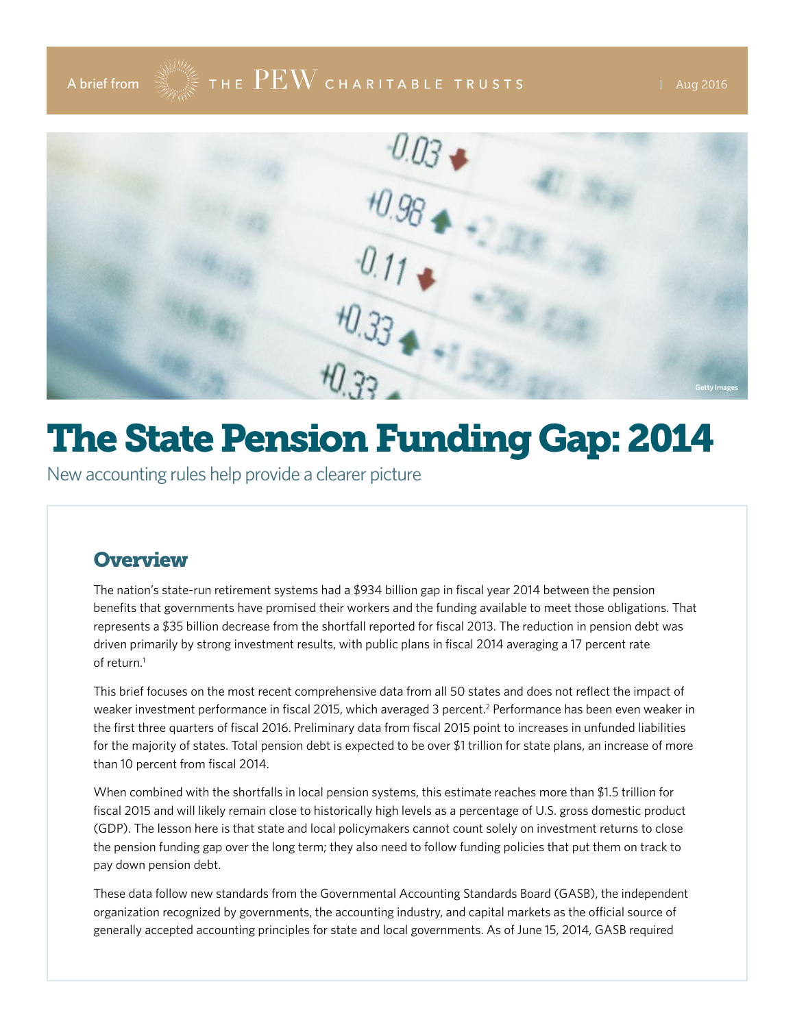A brief from THE PEW CHARITABLE TRUSTS | Aug 2016

# The State Pension Funding Gap: 2014

New accounting rules help provide a clearer picture

## Overview

The nation's state-run retirement systems had a $934 billion gap in fiscal year 2014 between the pension benefits that governments have promised their workers and the funding available to meet those obligations. That represents a $35 billion decrease from the shortfall reported for fiscal 2013. The reduction in pension debt was driven primarily by strong investment results, with public plans in fiscal 2014 averaging a 17 percent rate of return.[1]

This brief focuses on the most recent comprehensive data from all 50 states and does not reflect the impact of weaker investment performance in fiscal 2015, which averaged 3 percent.[2] Performance has been even weaker in the first three quarters of fiscal 2016. Preliminary data from fiscal 2015 point to increases in unfunded liabilities for the majority of states. Total pension debt is expected to be over $1 trillion for state plans, an increase of more than 10 percent from fiscal 2014.

When combined with the shortfalls in local pension systems, this estimate reaches more than $1.5 trillion for fiscal 2015 and will likely remain close to historically high levels as a percentage of U.S. gross domestic product (GDP). The lesson here is that state and local policymakers cannot count solely on investment returns to close the pension funding gap over the long term; they also need to follow funding policies that put them on track to pay down pension debt.

These data follow new standards from the Governmental Accounting Standards Board (GASB), the independent organization recognized by governments, the accounting industry, and capital markets as the official source of generally accepted accounting principles for state and local governments. As of June 15, 2014, GASB required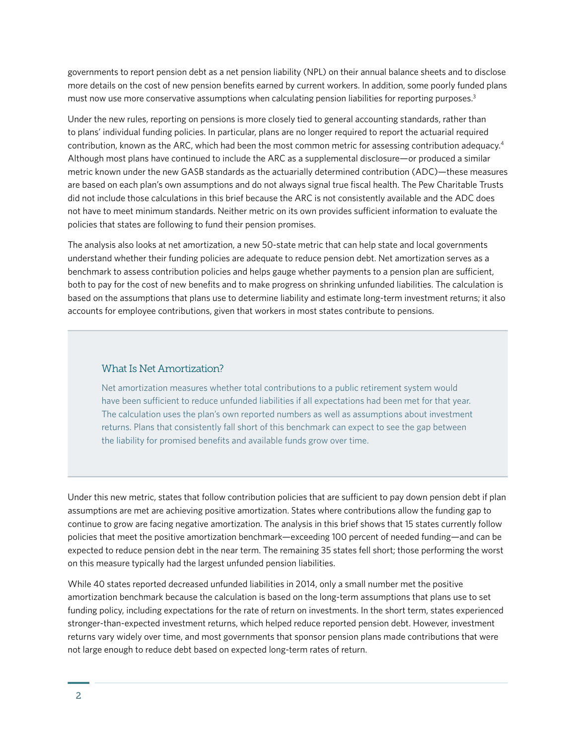governments to report pension debt as a net pension liability (NPL) on their annual balance sheets and to disclose more details on the cost of new pension benefits earned by current workers. In addition, some poorly funded plans must now use more conservative assumptions when calculating pension liabilities for reporting purposes.[3]

Under the new rules, reporting on pensions is more closely tied to general accounting standards, rather than to plans' individual funding policies. In particular, plans are no longer required to report the actuarial required contribution, known as the ARC, which had been the most common metric for assessing contribution adequacy.[4] Although most plans have continued to include the ARC as a supplemental disclosure—or produced a similar metric known under the new GASB standards as the actuarially determined contribution (ADC)—these measures are based on each plan's own assumptions and do not always signal true fiscal health. The Pew Charitable Trusts did not include those calculations in this brief because the ARC is not consistently available and the ADC does not have to meet minimum standards. Neither metric on its own provides sufficient information to evaluate the policies that states are following to fund their pension promises.

The analysis also looks at net amortization, a new 50-state metric that can help state and local governments understand whether their funding policies are adequate to reduce pension debt. Net amortization serves as a benchmark to assess contribution policies and helps gauge whether payments to a pension plan are sufficient, both to pay for the cost of new benefits and to make progress on shrinking unfunded liabilities. The calculation is based on the assumptions that plans use to determine liability and estimate long-term investment returns; it also accounts for employee contributions, given that workers in most states contribute to pensions.

### What Is Net Amortization?

Net amortization measures whether total contributions to a public retirement system would have been sufficient to reduce unfunded liabilities if all expectations had been met for that year. The calculation uses the plan's own reported numbers as well as assumptions about investment returns. Plans that consistently fall short of this benchmark can expect to see the gap between the liability for promised benefits and available funds grow over time.

Under this new metric, states that follow contribution policies that are sufficient to pay down pension debt if plan assumptions are met are achieving positive amortization. States where contributions allow the funding gap to continue to grow are facing negative amortization. The analysis in this brief shows that 15 states currently follow policies that meet the positive amortization benchmark—exceeding 100 percent of needed funding—and can be expected to reduce pension debt in the near term. The remaining 35 states fell short; those performing the worst on this measure typically had the largest unfunded pension liabilities.

While 40 states reported decreased unfunded liabilities in 2014, only a small number met the positive amortization benchmark because the calculation is based on the long-term assumptions that plans use to set funding policy, including expectations for the rate of return on investments. In the short term, states experienced stronger-than-expected investment returns, which helped reduce reported pension debt. However, investment returns vary widely over time, and most governments that sponsor pension plans made contributions that were not large enough to reduce debt based on expected long-term rates of return.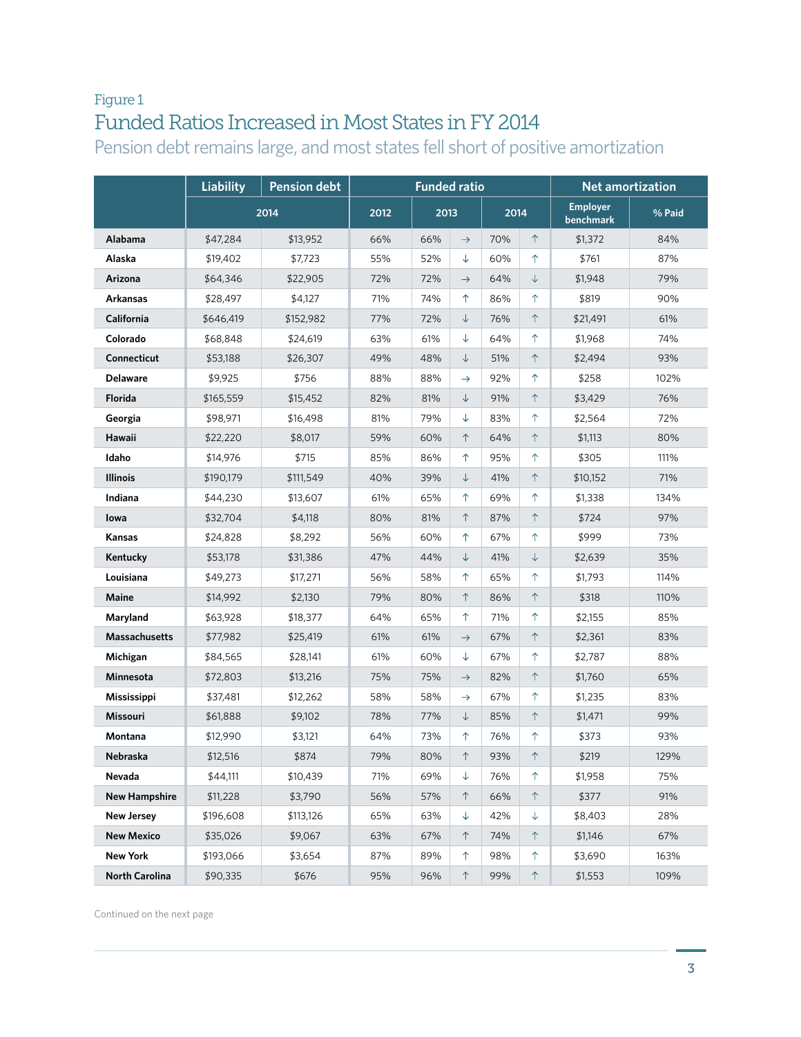Figure 1

## Funded Ratios Increased in Most States in FY 2014

Pension debt remains large, and most states fell short of positive amortization

| | Liability | Pension debt | Funded ratio | | | | | Net amortization | |
|---|---|---|---|---|---|---|---|---|---|
| | 2014 | | 2012 | 2013 | | 2014 | | Employer benchmark | % Paid |
| **Alabama** | $47,284 | $13,952 | 66% | 66% | → | 70% | ↑ | $1,372 | 84% |
| **Alaska** | $19,402 | $7,723 | 55% | 52% | ↓ | 60% | ↑ | $761 | 87% |
| **Arizona** | $64,346 | $22,905 | 72% | 72% | → | 64% | ↓ | $1,948 | 79% |
| **Arkansas** | $28,497 | $4,127 | 71% | 74% | ↑ | 86% | ↑ | $819 | 90% |
| **California** | $646,419 | $152,982 | 77% | 72% | ↓ | 76% | ↑ | $21,491 | 61% |
| **Colorado** | $68,848 | $24,619 | 63% | 61% | ↓ | 64% | ↑ | $1,968 | 74% |
| **Connecticut** | $53,188 | $26,307 | 49% | 48% | ↓ | 51% | ↑ | $2,494 | 93% |
| **Delaware** | $9,925 | $756 | 88% | 88% | → | 92% | ↑ | $258 | 102% |
| **Florida** | $165,559 | $15,452 | 82% | 81% | ↓ | 91% | ↑ | $3,429 | 76% |
| **Georgia** | $98,971 | $16,498 | 81% | 79% | ↓ | 83% | ↑ | $2,564 | 72% |
| **Hawaii** | $22,220 | $8,017 | 59% | 60% | ↑ | 64% | ↑ | $1,113 | 80% |
| **Idaho** | $14,976 | $715 | 85% | 86% | ↑ | 95% | ↑ | $305 | 111% |
| **Illinois** | $190,179 | $111,549 | 40% | 39% | ↓ | 41% | ↑ | $10,152 | 71% |
| **Indiana** | $44,230 | $13,607 | 61% | 65% | ↑ | 69% | ↑ | $1,338 | 134% |
| **Iowa** | $32,704 | $4,118 | 80% | 81% | ↑ | 87% | ↑ | $724 | 97% |
| **Kansas** | $24,828 | $8,292 | 56% | 60% | ↑ | 67% | ↑ | $999 | 73% |
| **Kentucky** | $53,178 | $31,386 | 47% | 44% | ↓ | 41% | ↓ | $2,639 | 35% |
| **Louisiana** | $49,273 | $17,271 | 56% | 58% | ↑ | 65% | ↑ | $1,793 | 114% |
| **Maine** | $14,992 | $2,130 | 79% | 80% | ↑ | 86% | ↑ | $318 | 110% |
| **Maryland** | $63,928 | $18,377 | 64% | 65% | ↑ | 71% | ↑ | $2,155 | 85% |
| **Massachusetts** | $77,982 | $25,419 | 61% | 61% | → | 67% | ↑ | $2,361 | 83% |
| **Michigan** | $84,565 | $28,141 | 61% | 60% | ↓ | 67% | ↑ | $2,787 | 88% |
| **Minnesota** | $72,803 | $13,216 | 75% | 75% | → | 82% | ↑ | $1,760 | 65% |
| **Mississippi** | $37,481 | $12,262 | 58% | 58% | → | 67% | ↑ | $1,235 | 83% |
| **Missouri** | $61,888 | $9,102 | 78% | 77% | ↓ | 85% | ↑ | $1,471 | 99% |
| **Montana** | $12,990 | $3,121 | 64% | 73% | ↑ | 76% | ↑ | $373 | 93% |
| **Nebraska** | $12,516 | $874 | 79% | 80% | ↑ | 93% | ↑ | $219 | 129% |
| **Nevada** | $44,111 | $10,439 | 71% | 69% | ↓ | 76% | ↑ | $1,958 | 75% |
| **New Hampshire** | $11,228 | $3,790 | 56% | 57% | ↑ | 66% | ↑ | $377 | 91% |
| **New Jersey** | $196,608 | $113,126 | 65% | 63% | ↓ | 42% | ↓ | $8,403 | 28% |
| **New Mexico** | $35,026 | $9,067 | 63% | 67% | ↑ | 74% | ↑ | $1,146 | 67% |
| **New York** | $193,066 | $3,654 | 87% | 89% | ↑ | 98% | ↑ | $3,690 | 163% |
| **North Carolina** | $90,335 | $676 | 95% | 96% | ↑ | 99% | ↑ | $1,553 | 109% |

Continued on the next page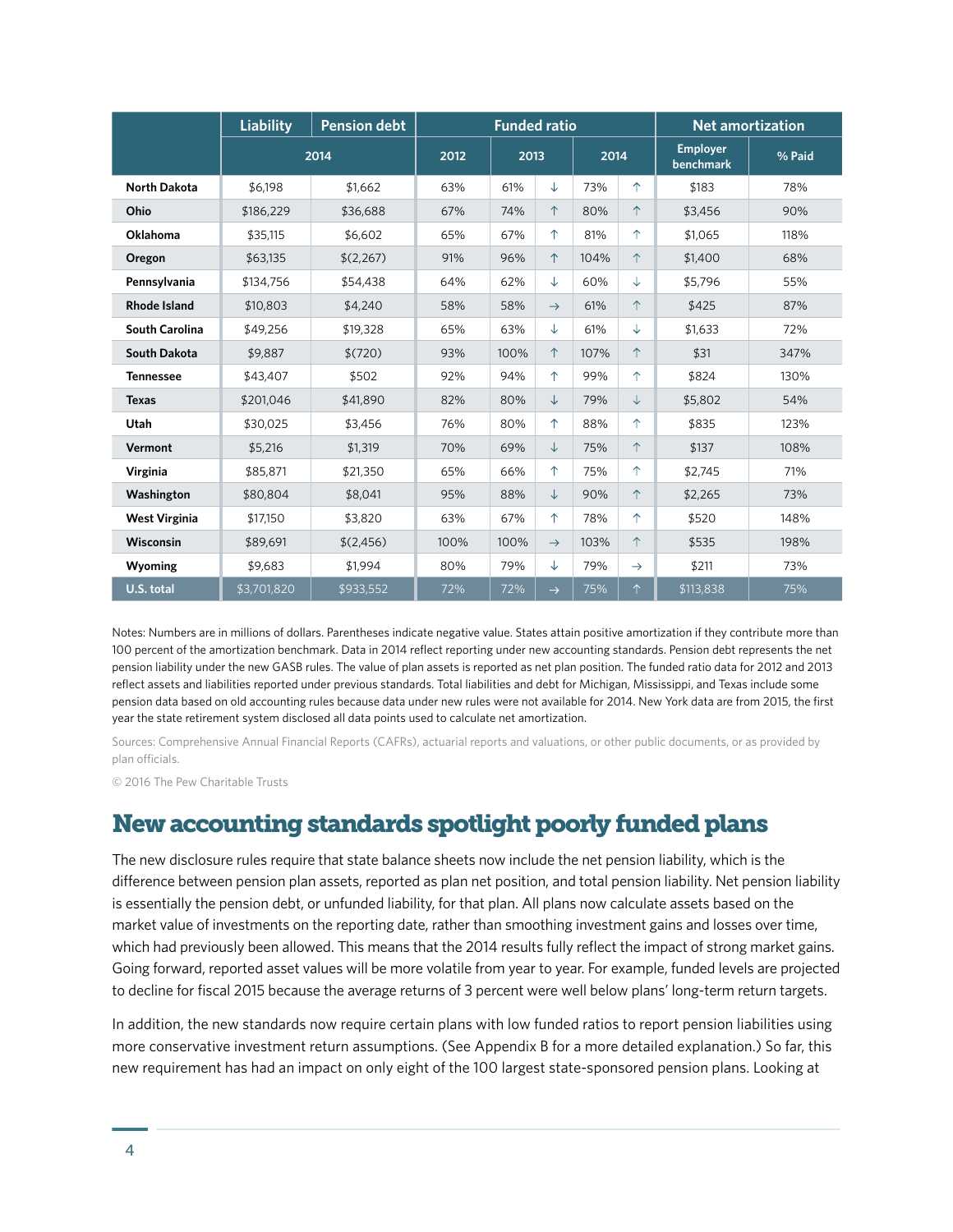| | Liability | Pension debt | Funded ratio | | | | | Net amortization | |
|---|---|---|---|---|---|---|---|---|---|
| | 2014 | | 2012 | 2013 | | 2014 | | Employer benchmark | % Paid |
| **North Dakota** | $6,198 | $1,662 | 63% | 61% | ↓ | 73% | ↑ | $183 | 78% |
| **Ohio** | $186,229 | $36,688 | 67% | 74% | ↑ | 80% | ↑ | $3,456 | 90% |
| **Oklahoma** | $35,115 | $6,602 | 65% | 67% | ↑ | 81% | ↑ | $1,065 | 118% |
| **Oregon** | $63,135 | $(2,267) | 91% | 96% | ↑ | 104% | ↑ | $1,400 | 68% |
| **Pennsylvania** | $134,756 | $54,438 | 64% | 62% | ↓ | 60% | ↓ | $5,796 | 55% |
| **Rhode Island** | $10,803 | $4,240 | 58% | 58% | → | 61% | ↑ | $425 | 87% |
| **South Carolina** | $49,256 | $19,328 | 65% | 63% | ↓ | 61% | ↓ | $1,633 | 72% |
| **South Dakota** | $9,887 | $(720) | 93% | 100% | ↑ | 107% | ↑ | $31 | 347% |
| **Tennessee** | $43,407 | $502 | 92% | 94% | ↑ | 99% | ↑ | $824 | 130% |
| **Texas** | $201,046 | $41,890 | 82% | 80% | ↓ | 79% | ↓ | $5,802 | 54% |
| **Utah** | $30,025 | $3,456 | 76% | 80% | ↑ | 88% | ↑ | $835 | 123% |
| **Vermont** | $5,216 | $1,319 | 70% | 69% | ↓ | 75% | ↑ | $137 | 108% |
| **Virginia** | $85,871 | $21,350 | 65% | 66% | ↑ | 75% | ↑ | $2,745 | 71% |
| **Washington** | $80,804 | $8,041 | 95% | 88% | ↓ | 90% | ↑ | $2,265 | 73% |
| **West Virginia** | $17,150 | $3,820 | 63% | 67% | ↑ | 78% | ↑ | $520 | 148% |
| **Wisconsin** | $89,691 | $(2,456) | 100% | 100% | → | 103% | ↑ | $535 | 198% |
| **Wyoming** | $9,683 | $1,994 | 80% | 79% | ↓ | 79% | → | $211 | 73% |
| **U.S. total** | $3,701,820 | $933,552 | 72% | 72% | → | 75% | ↑ | $113,838 | 75% |

Notes: Numbers are in millions of dollars. Parentheses indicate negative value. States attain positive amortization if they contribute more than 100 percent of the amortization benchmark. Data in 2014 reflect reporting under new accounting standards. Pension debt represents the net pension liability under the new GASB rules. The value of plan assets is reported as net plan position. The funded ratio data for 2012 and 2013 reflect assets and liabilities reported under previous standards. Total liabilities and debt for Michigan, Mississippi, and Texas include some pension data based on old accounting rules because data under new rules were not available for 2014. New York data are from 2015, the first year the state retirement system disclosed all data points used to calculate net amortization.

Sources: Comprehensive Annual Financial Reports (CAFRs), actuarial reports and valuations, or other public documents, or as provided by plan officials.

© 2016 The Pew Charitable Trusts

## New accounting standards spotlight poorly funded plans

The new disclosure rules require that state balance sheets now include the net pension liability, which is the difference between pension plan assets, reported as plan net position, and total pension liability. Net pension liability is essentially the pension debt, or unfunded liability, for that plan. All plans now calculate assets based on the market value of investments on the reporting date, rather than smoothing investment gains and losses over time, which had previously been allowed. This means that the 2014 results fully reflect the impact of strong market gains. Going forward, reported asset values will be more volatile from year to year. For example, funded levels are projected to decline for fiscal 2015 because the average returns of 3 percent were well below plans' long-term return targets.

In addition, the new standards now require certain plans with low funded ratios to report pension liabilities using more conservative investment return assumptions. (See Appendix B for a more detailed explanation.) So far, this new requirement has had an impact on only eight of the 100 largest state-sponsored pension plans. Looking at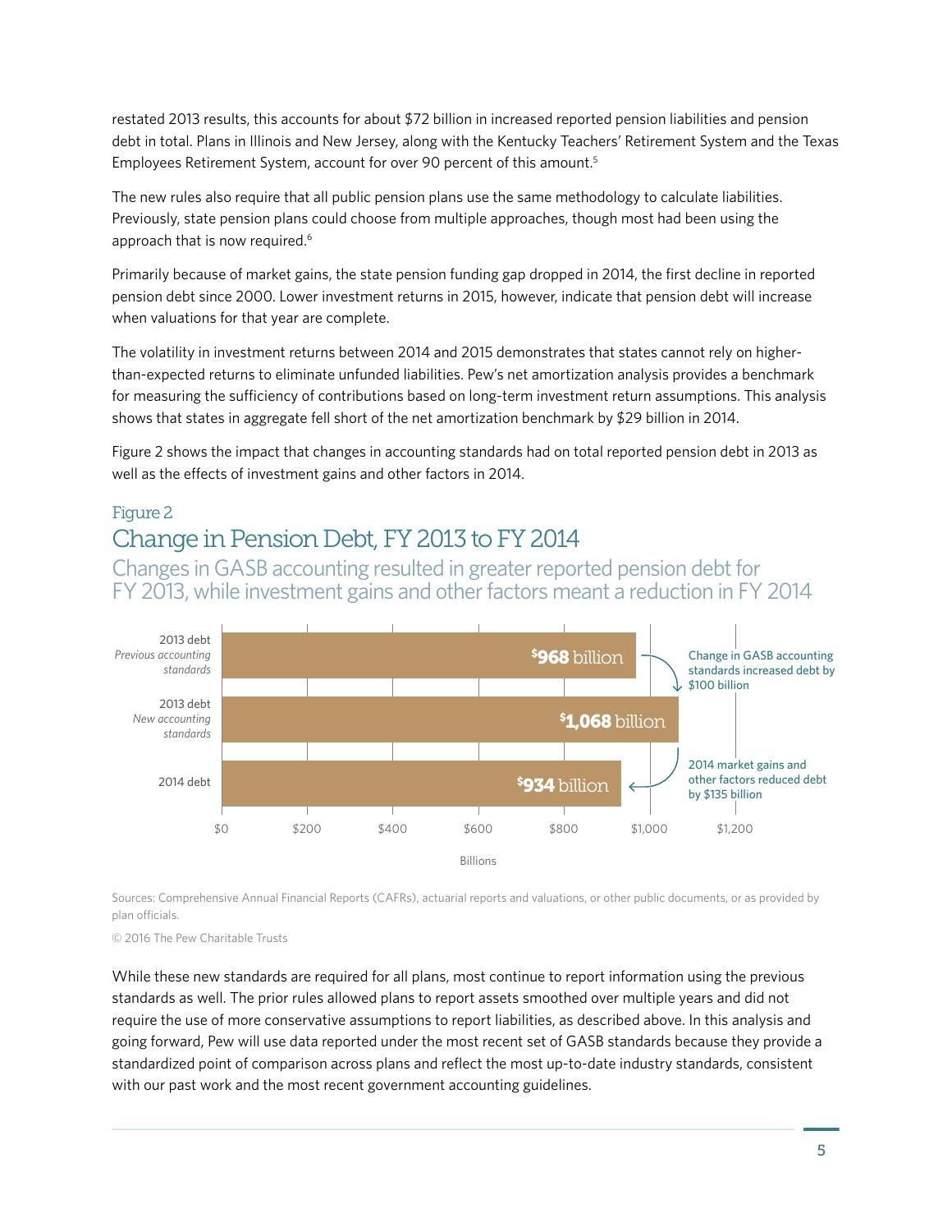restated 2013 results, this accounts for about $72 billion in increased reported pension liabilities and pension debt in total. Plans in Illinois and New Jersey, along with the Kentucky Teachers' Retirement System and the Texas Employees Retirement System, account for over 90 percent of this amount.[5]

The new rules also require that all public pension plans use the same methodology to calculate liabilities. Previously, state pension plans could choose from multiple approaches, though most had been using the approach that is now required.[6]

Primarily because of market gains, the state pension funding gap dropped in 2014, the first decline in reported pension debt since 2000. Lower investment returns in 2015, however, indicate that pension debt will increase when valuations for that year are complete.

The volatility in investment returns between 2014 and 2015 demonstrates that states cannot rely on higher-than-expected returns to eliminate unfunded liabilities. Pew's net amortization analysis provides a benchmark for measuring the sufficiency of contributions based on long-term investment return assumptions. This analysis shows that states in aggregate fell short of the net amortization benchmark by $29 billion in 2014.

Figure 2 shows the impact that changes in accounting standards had on total reported pension debt in 2013 as well as the effects of investment gains and other factors in 2014.

Figure 2

## Change in Pension Debt, FY 2013 to FY 2014

Changes in GASB accounting resulted in greater reported pension debt for FY 2013, while investment gains and other factors meant a reduction in FY 2014

| | Billions |
|---|---|
| 2013 debt *Previous accounting standards* | $968 billion |
| 2013 debt *New accounting standards* | $1,068 billion |
| 2014 debt | $934 billion |

Change in GASB accounting standards increased debt by $100 billion

2014 market gains and other factors reduced debt by $135 billion

Sources: Comprehensive Annual Financial Reports (CAFRs), actuarial reports and valuations, or other public documents, or as provided by plan officials.

© 2016 The Pew Charitable Trusts

While these new standards are required for all plans, most continue to report information using the previous standards as well. The prior rules allowed plans to report assets smoothed over multiple years and did not require the use of more conservative assumptions to report liabilities, as described above. In this analysis and going forward, Pew will use data reported under the most recent set of GASB standards because they provide a standardized point of comparison across plans and reflect the most up-to-date industry standards, consistent with our past work and the most recent government accounting guidelines.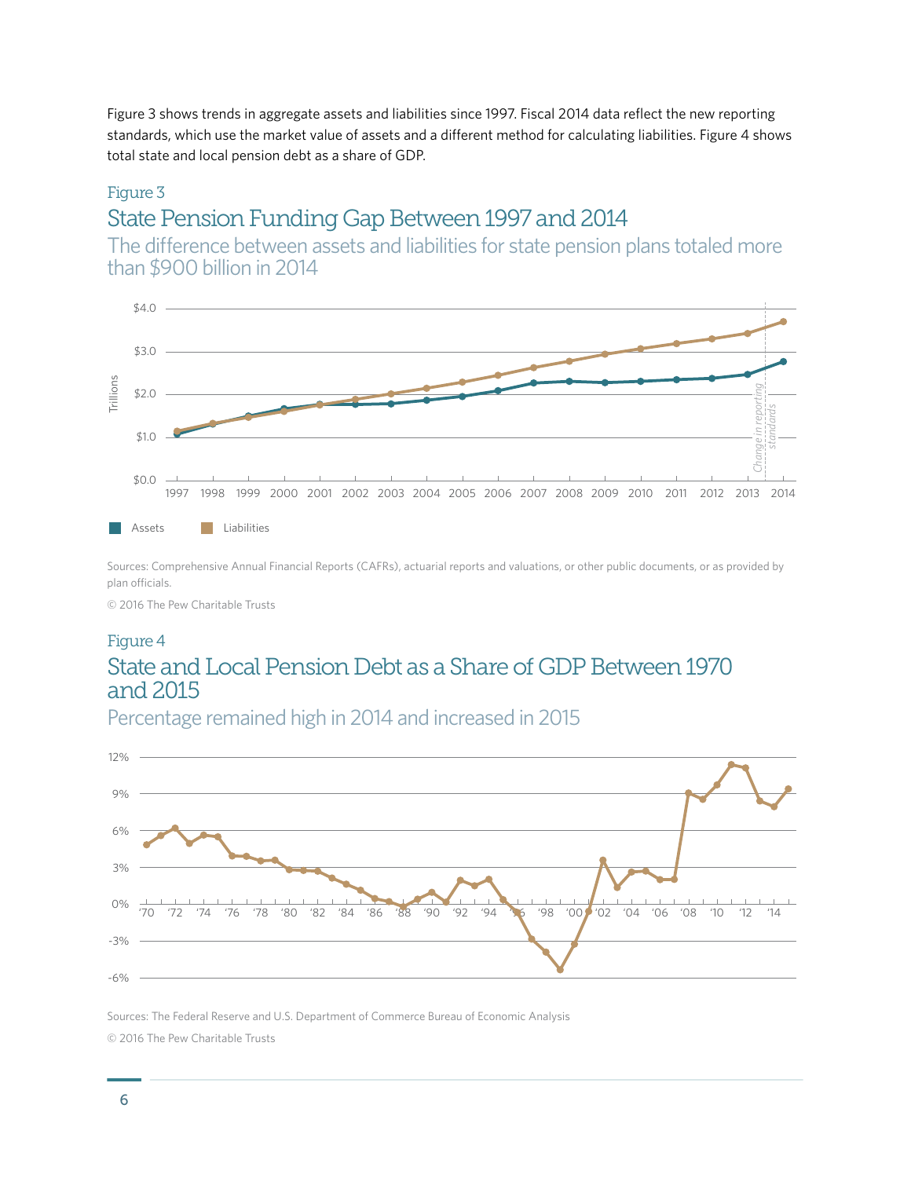Figure 3 shows trends in aggregate assets and liabilities since 1997. Fiscal 2014 data reflect the new reporting standards, which use the market value of assets and a different method for calculating liabilities. Figure 4 shows total state and local pension debt as a share of GDP.

Figure 3

## State Pension Funding Gap Between 1997 and 2014

The difference between assets and liabilities for state pension plans totaled more than $900 billion in 2014

Sources: Comprehensive Annual Financial Reports (CAFRs), actuarial reports and valuations, or other public documents, or as provided by plan officials.

© 2016 The Pew Charitable Trusts

Figure 4

## State and Local Pension Debt as a Share of GDP Between 1970 and 2015

Percentage remained high in 2014 and increased in 2015

Sources: The Federal Reserve and U.S. Department of Commerce Bureau of Economic Analysis

© 2016 The Pew Charitable Trusts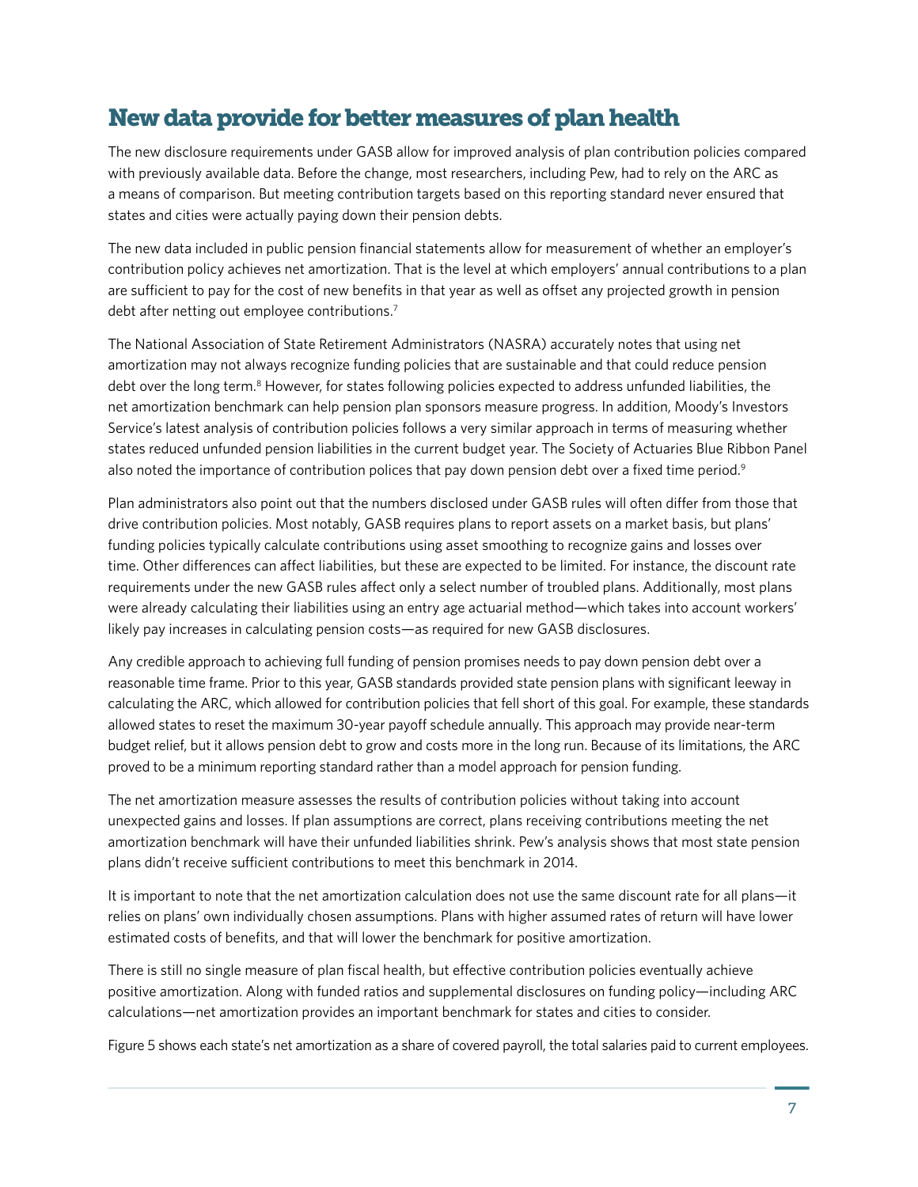## New data provide for better measures of plan health

The new disclosure requirements under GASB allow for improved analysis of plan contribution policies compared with previously available data. Before the change, most researchers, including Pew, had to rely on the ARC as a means of comparison. But meeting contribution targets based on this reporting standard never ensured that states and cities were actually paying down their pension debts.

The new data included in public pension financial statements allow for measurement of whether an employer's contribution policy achieves net amortization. That is the level at which employers' annual contributions to a plan are sufficient to pay for the cost of new benefits in that year as well as offset any projected growth in pension debt after netting out employee contributions.[7]

The National Association of State Retirement Administrators (NASRA) accurately notes that using net amortization may not always recognize funding policies that are sustainable and that could reduce pension debt over the long term.[8] However, for states following policies expected to address unfunded liabilities, the net amortization benchmark can help pension plan sponsors measure progress. In addition, Moody's Investors Service's latest analysis of contribution policies follows a very similar approach in terms of measuring whether states reduced unfunded pension liabilities in the current budget year. The Society of Actuaries Blue Ribbon Panel also noted the importance of contribution polices that pay down pension debt over a fixed time period.[9]

Plan administrators also point out that the numbers disclosed under GASB rules will often differ from those that drive contribution policies. Most notably, GASB requires plans to report assets on a market basis, but plans' funding policies typically calculate contributions using asset smoothing to recognize gains and losses over time. Other differences can affect liabilities, but these are expected to be limited. For instance, the discount rate requirements under the new GASB rules affect only a select number of troubled plans. Additionally, most plans were already calculating their liabilities using an entry age actuarial method—which takes into account workers' likely pay increases in calculating pension costs—as required for new GASB disclosures.

Any credible approach to achieving full funding of pension promises needs to pay down pension debt over a reasonable time frame. Prior to this year, GASB standards provided state pension plans with significant leeway in calculating the ARC, which allowed for contribution policies that fell short of this goal. For example, these standards allowed states to reset the maximum 30-year payoff schedule annually. This approach may provide near-term budget relief, but it allows pension debt to grow and costs more in the long run. Because of its limitations, the ARC proved to be a minimum reporting standard rather than a model approach for pension funding.

The net amortization measure assesses the results of contribution policies without taking into account unexpected gains and losses. If plan assumptions are correct, plans receiving contributions meeting the net amortization benchmark will have their unfunded liabilities shrink. Pew's analysis shows that most state pension plans didn't receive sufficient contributions to meet this benchmark in 2014.

It is important to note that the net amortization calculation does not use the same discount rate for all plans—it relies on plans' own individually chosen assumptions. Plans with higher assumed rates of return will have lower estimated costs of benefits, and that will lower the benchmark for positive amortization.

There is still no single measure of plan fiscal health, but effective contribution policies eventually achieve positive amortization. Along with funded ratios and supplemental disclosures on funding policy—including ARC calculations—net amortization provides an important benchmark for states and cities to consider.

Figure 5 shows each state's net amortization as a share of covered payroll, the total salaries paid to current employees.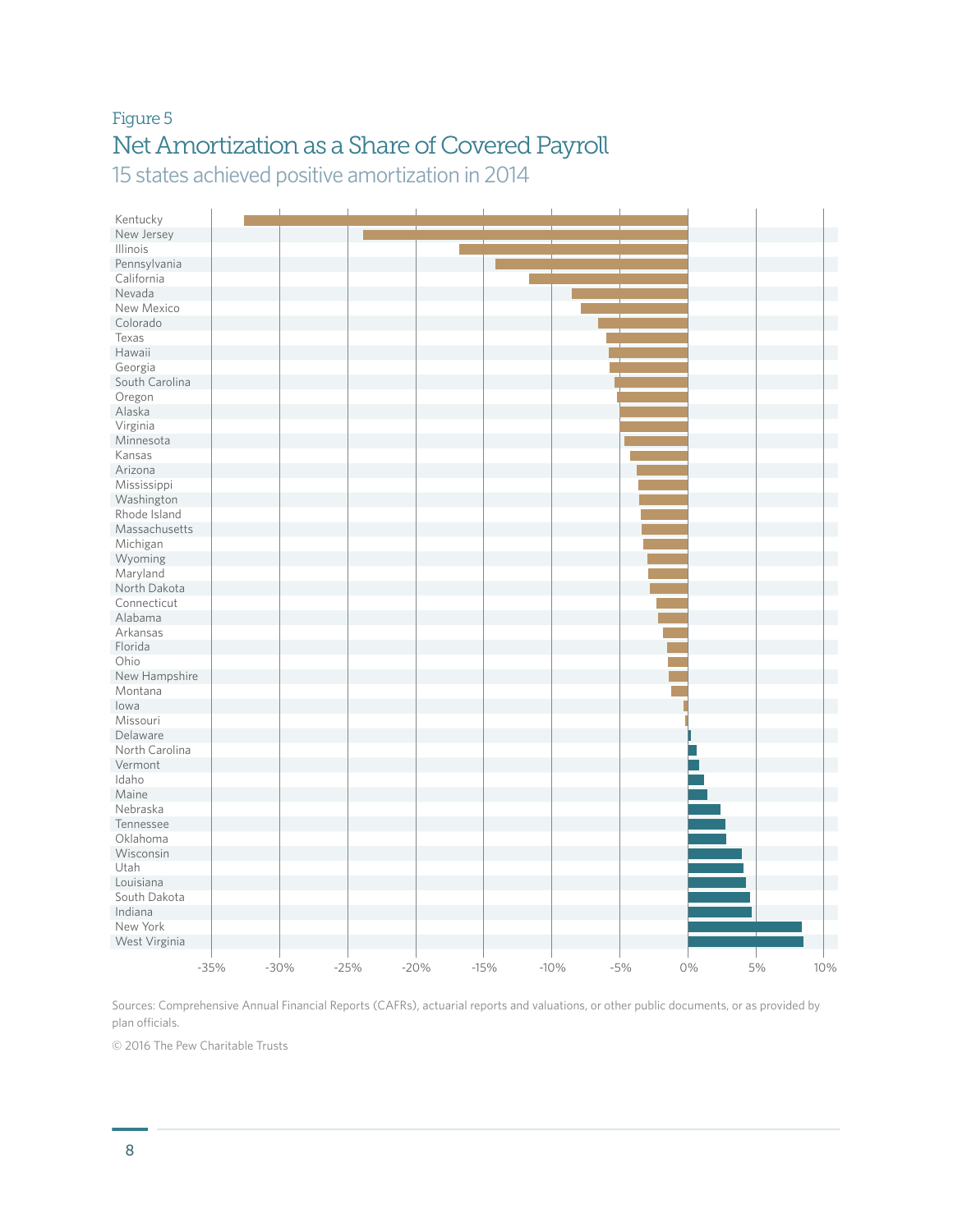Figure 5

## Net Amortization as a Share of Covered Payroll

15 states achieved positive amortization in 2014

Kentucky
New Jersey
Illinois
Pennsylvania
California
Nevada
New Mexico
Colorado
Texas
Hawaii
Georgia
South Carolina
Oregon
Alaska
Virginia
Minnesota
Kansas
Arizona
Mississippi
Washington
Rhode Island
Massachusetts
Michigan
Wyoming
Maryland
North Dakota
Connecticut
Alabama
Arkansas
Florida
Ohio
New Hampshire
Montana
Iowa
Missouri
Delaware
North Carolina
Vermont
Idaho
Maine
Nebraska
Tennessee
Oklahoma
Wisconsin
Utah
Louisiana
South Dakota
Indiana
New York
West Virginia

-35% -30% -25% -20% -15% -10% -5% 0% 5% 10%

Sources: Comprehensive Annual Financial Reports (CAFRs), actuarial reports and valuations, or other public documents, or as provided by plan officials.

© 2016 The Pew Charitable Trusts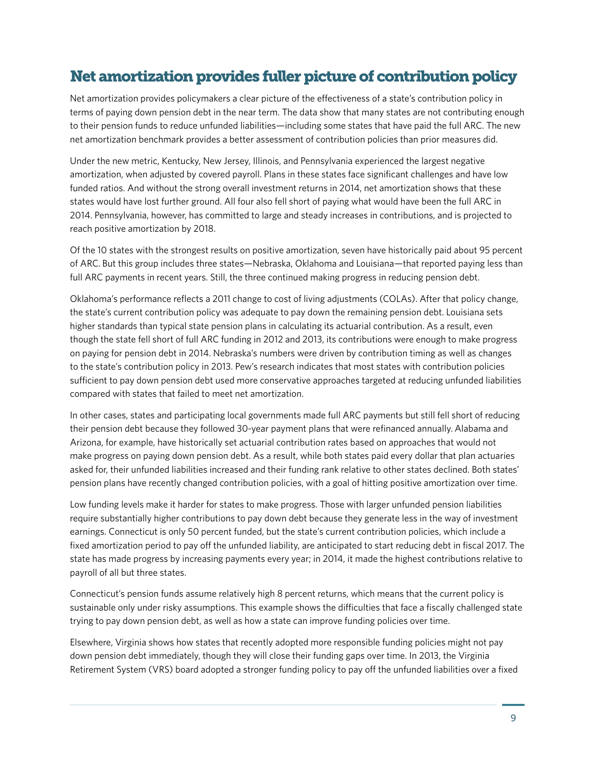## Net amortization provides fuller picture of contribution policy

Net amortization provides policymakers a clear picture of the effectiveness of a state's contribution policy in terms of paying down pension debt in the near term. The data show that many states are not contributing enough to their pension funds to reduce unfunded liabilities—including some states that have paid the full ARC. The new net amortization benchmark provides a better assessment of contribution policies than prior measures did.

Under the new metric, Kentucky, New Jersey, Illinois, and Pennsylvania experienced the largest negative amortization, when adjusted by covered payroll. Plans in these states face significant challenges and have low funded ratios. And without the strong overall investment returns in 2014, net amortization shows that these states would have lost further ground. All four also fell short of paying what would have been the full ARC in 2014. Pennsylvania, however, has committed to large and steady increases in contributions, and is projected to reach positive amortization by 2018.

Of the 10 states with the strongest results on positive amortization, seven have historically paid about 95 percent of ARC. But this group includes three states—Nebraska, Oklahoma and Louisiana—that reported paying less than full ARC payments in recent years. Still, the three continued making progress in reducing pension debt.

Oklahoma's performance reflects a 2011 change to cost of living adjustments (COLAs). After that policy change, the state's current contribution policy was adequate to pay down the remaining pension debt. Louisiana sets higher standards than typical state pension plans in calculating its actuarial contribution. As a result, even though the state fell short of full ARC funding in 2012 and 2013, its contributions were enough to make progress on paying for pension debt in 2014. Nebraska's numbers were driven by contribution timing as well as changes to the state's contribution policy in 2013. Pew's research indicates that most states with contribution policies sufficient to pay down pension debt used more conservative approaches targeted at reducing unfunded liabilities compared with states that failed to meet net amortization.

In other cases, states and participating local governments made full ARC payments but still fell short of reducing their pension debt because they followed 30-year payment plans that were refinanced annually. Alabama and Arizona, for example, have historically set actuarial contribution rates based on approaches that would not make progress on paying down pension debt. As a result, while both states paid every dollar that plan actuaries asked for, their unfunded liabilities increased and their funding rank relative to other states declined. Both states' pension plans have recently changed contribution policies, with a goal of hitting positive amortization over time.

Low funding levels make it harder for states to make progress. Those with larger unfunded pension liabilities require substantially higher contributions to pay down debt because they generate less in the way of investment earnings. Connecticut is only 50 percent funded, but the state's current contribution policies, which include a fixed amortization period to pay off the unfunded liability, are anticipated to start reducing debt in fiscal 2017. The state has made progress by increasing payments every year; in 2014, it made the highest contributions relative to payroll of all but three states.

Connecticut's pension funds assume relatively high 8 percent returns, which means that the current policy is sustainable only under risky assumptions. This example shows the difficulties that face a fiscally challenged state trying to pay down pension debt, as well as how a state can improve funding policies over time.

Elsewhere, Virginia shows how states that recently adopted more responsible funding policies might not pay down pension debt immediately, though they will close their funding gaps over time. In 2013, the Virginia Retirement System (VRS) board adopted a stronger funding policy to pay off the unfunded liabilities over a fixed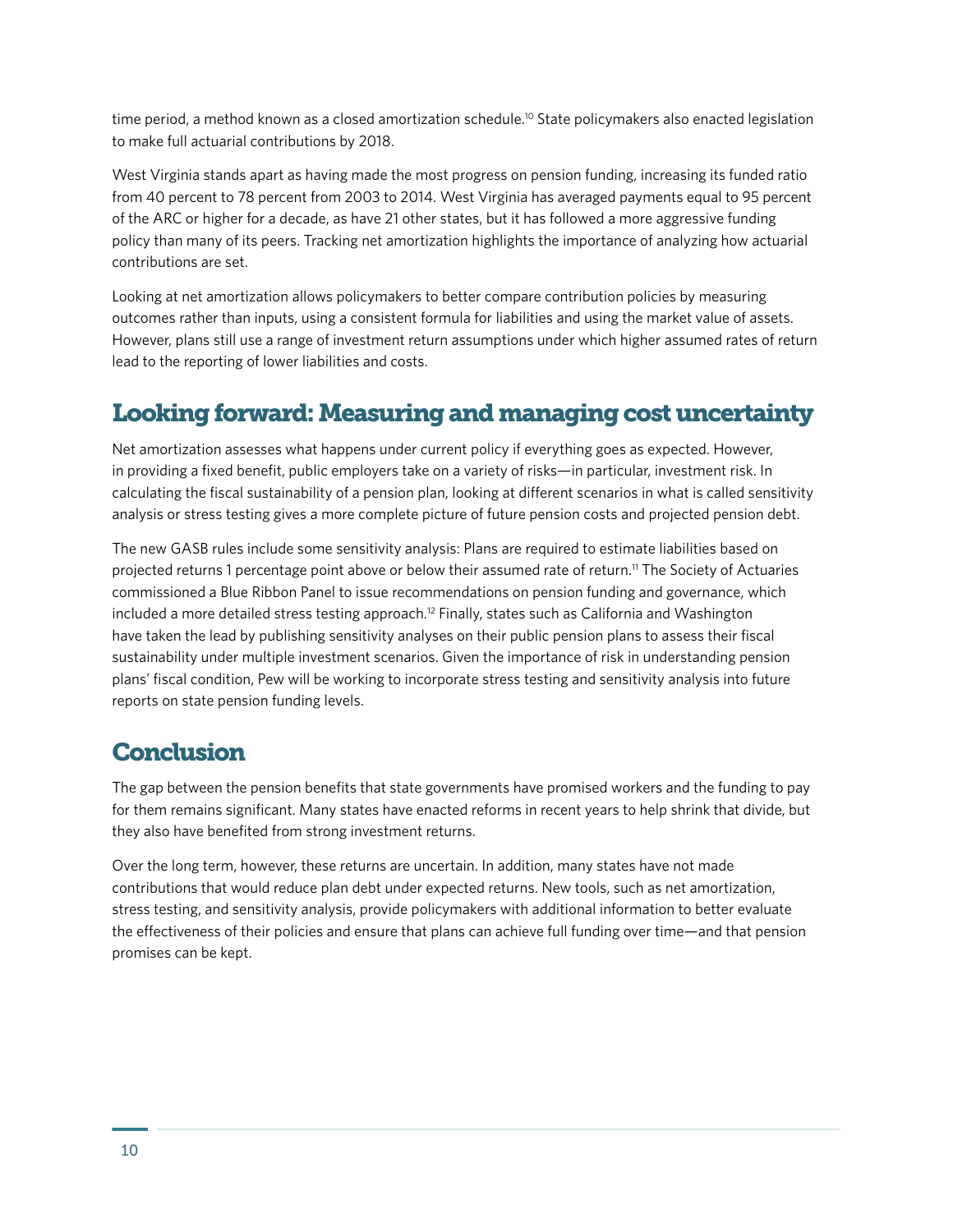time period, a method known as a closed amortization schedule.[10] State policymakers also enacted legislation to make full actuarial contributions by 2018.

West Virginia stands apart as having made the most progress on pension funding, increasing its funded ratio from 40 percent to 78 percent from 2003 to 2014. West Virginia has averaged payments equal to 95 percent of the ARC or higher for a decade, as have 21 other states, but it has followed a more aggressive funding policy than many of its peers. Tracking net amortization highlights the importance of analyzing how actuarial contributions are set.

Looking at net amortization allows policymakers to better compare contribution policies by measuring outcomes rather than inputs, using a consistent formula for liabilities and using the market value of assets. However, plans still use a range of investment return assumptions under which higher assumed rates of return lead to the reporting of lower liabilities and costs.

## Looking forward: Measuring and managing cost uncertainty

Net amortization assesses what happens under current policy if everything goes as expected. However, in providing a fixed benefit, public employers take on a variety of risks—in particular, investment risk. In calculating the fiscal sustainability of a pension plan, looking at different scenarios in what is called sensitivity analysis or stress testing gives a more complete picture of future pension costs and projected pension debt.

The new GASB rules include some sensitivity analysis: Plans are required to estimate liabilities based on projected returns 1 percentage point above or below their assumed rate of return.[11] The Society of Actuaries commissioned a Blue Ribbon Panel to issue recommendations on pension funding and governance, which included a more detailed stress testing approach.[12] Finally, states such as California and Washington have taken the lead by publishing sensitivity analyses on their public pension plans to assess their fiscal sustainability under multiple investment scenarios. Given the importance of risk in understanding pension plans' fiscal condition, Pew will be working to incorporate stress testing and sensitivity analysis into future reports on state pension funding levels.

## Conclusion

The gap between the pension benefits that state governments have promised workers and the funding to pay for them remains significant. Many states have enacted reforms in recent years to help shrink that divide, but they also have benefited from strong investment returns.

Over the long term, however, these returns are uncertain. In addition, many states have not made contributions that would reduce plan debt under expected returns. New tools, such as net amortization, stress testing, and sensitivity analysis, provide policymakers with additional information to better evaluate the effectiveness of their policies and ensure that plans can achieve full funding over time—and that pension promises can be kept.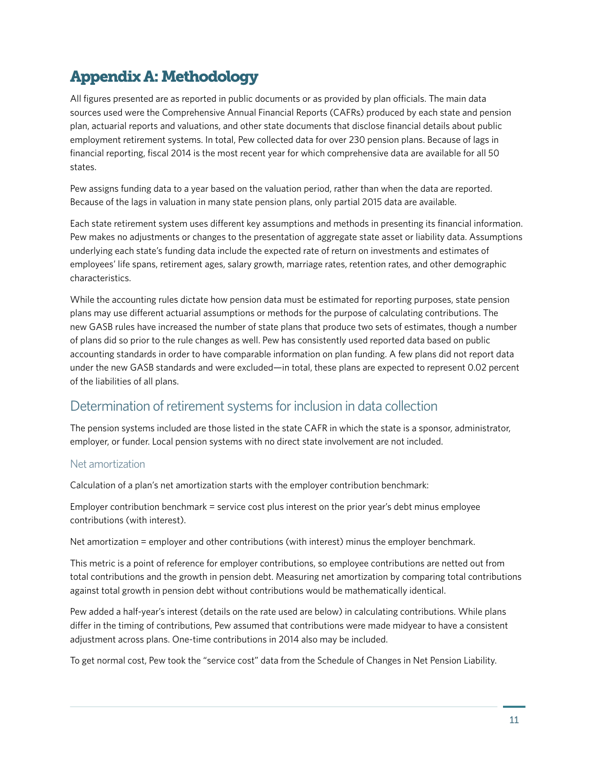# Appendix A: Methodology

All figures presented are as reported in public documents or as provided by plan officials. The main data sources used were the Comprehensive Annual Financial Reports (CAFRs) produced by each state and pension plan, actuarial reports and valuations, and other state documents that disclose financial details about public employment retirement systems. In total, Pew collected data for over 230 pension plans. Because of lags in financial reporting, fiscal 2014 is the most recent year for which comprehensive data are available for all 50 states.

Pew assigns funding data to a year based on the valuation period, rather than when the data are reported. Because of the lags in valuation in many state pension plans, only partial 2015 data are available.

Each state retirement system uses different key assumptions and methods in presenting its financial information. Pew makes no adjustments or changes to the presentation of aggregate state asset or liability data. Assumptions underlying each state's funding data include the expected rate of return on investments and estimates of employees' life spans, retirement ages, salary growth, marriage rates, retention rates, and other demographic characteristics.

While the accounting rules dictate how pension data must be estimated for reporting purposes, state pension plans may use different actuarial assumptions or methods for the purpose of calculating contributions. The new GASB rules have increased the number of state plans that produce two sets of estimates, though a number of plans did so prior to the rule changes as well. Pew has consistently used reported data based on public accounting standards in order to have comparable information on plan funding. A few plans did not report data under the new GASB standards and were excluded—in total, these plans are expected to represent 0.02 percent of the liabilities of all plans.

## Determination of retirement systems for inclusion in data collection

The pension systems included are those listed in the state CAFR in which the state is a sponsor, administrator, employer, or funder. Local pension systems with no direct state involvement are not included.

### Net amortization

Calculation of a plan's net amortization starts with the employer contribution benchmark:

Employer contribution benchmark = service cost plus interest on the prior year's debt minus employee contributions (with interest).

Net amortization = employer and other contributions (with interest) minus the employer benchmark.

This metric is a point of reference for employer contributions, so employee contributions are netted out from total contributions and the growth in pension debt. Measuring net amortization by comparing total contributions against total growth in pension debt without contributions would be mathematically identical.

Pew added a half-year's interest (details on the rate used are below) in calculating contributions. While plans differ in the timing of contributions, Pew assumed that contributions were made midyear to have a consistent adjustment across plans. One-time contributions in 2014 also may be included.

To get normal cost, Pew took the "service cost" data from the Schedule of Changes in Net Pension Liability.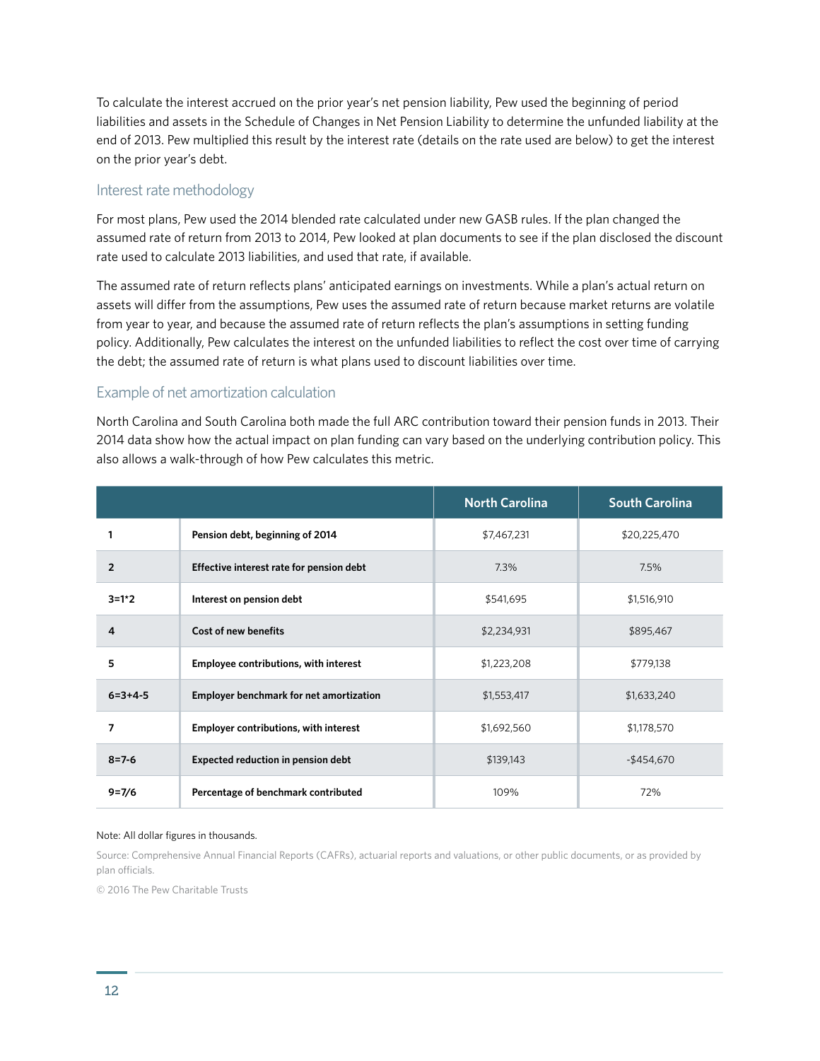To calculate the interest accrued on the prior year's net pension liability, Pew used the beginning of period liabilities and assets in the Schedule of Changes in Net Pension Liability to determine the unfunded liability at the end of 2013. Pew multiplied this result by the interest rate (details on the rate used are below) to get the interest on the prior year's debt.

## Interest rate methodology

For most plans, Pew used the 2014 blended rate calculated under new GASB rules. If the plan changed the assumed rate of return from 2013 to 2014, Pew looked at plan documents to see if the plan disclosed the discount rate used to calculate 2013 liabilities, and used that rate, if available.

The assumed rate of return reflects plans' anticipated earnings on investments. While a plan's actual return on assets will differ from the assumptions, Pew uses the assumed rate of return because market returns are volatile from year to year, and because the assumed rate of return reflects the plan's assumptions in setting funding policy. Additionally, Pew calculates the interest on the unfunded liabilities to reflect the cost over time of carrying the debt; the assumed rate of return is what plans used to discount liabilities over time.

## Example of net amortization calculation

North Carolina and South Carolina both made the full ARC contribution toward their pension funds in 2013. Their 2014 data show how the actual impact on plan funding can vary based on the underlying contribution policy. This also allows a walk-through of how Pew calculates this metric.

| | | North Carolina | South Carolina |
|---|---|---|---|
| **1** | **Pension debt, beginning of 2014** | $7,467,231 | $20,225,470 |
| **2** | **Effective interest rate for pension debt** | 7.3% | 7.5% |
| **3=1*2** | **Interest on pension debt** | $541,695 | $1,516,910 |
| **4** | **Cost of new benefits** | $2,234,931 | $895,467 |
| **5** | **Employee contributions, with interest** | $1,223,208 | $779,138 |
| **6=3+4-5** | **Employer benchmark for net amortization** | $1,553,417 | $1,633,240 |
| **7** | **Employer contributions, with interest** | $1,692,560 | $1,178,570 |
| **8=7-6** | **Expected reduction in pension debt** | $139,143 | -$454,670 |
| **9=7/6** | **Percentage of benchmark contributed** | 109% | 72% |

Note: All dollar figures in thousands.

Source: Comprehensive Annual Financial Reports (CAFRs), actuarial reports and valuations, or other public documents, or as provided by plan officials.

© 2016 The Pew Charitable Trusts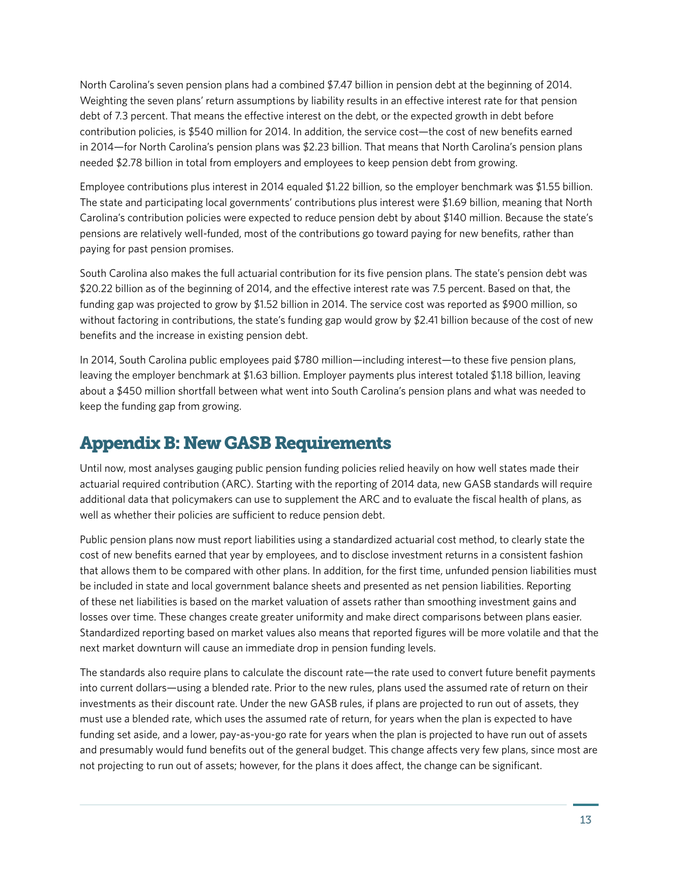North Carolina's seven pension plans had a combined $7.47 billion in pension debt at the beginning of 2014. Weighting the seven plans' return assumptions by liability results in an effective interest rate for that pension debt of 7.3 percent. That means the effective interest on the debt, or the expected growth in debt before contribution policies, is $540 million for 2014. In addition, the service cost—the cost of new benefits earned in 2014—for North Carolina's pension plans was $2.23 billion. That means that North Carolina's pension plans needed $2.78 billion in total from employers and employees to keep pension debt from growing.

Employee contributions plus interest in 2014 equaled $1.22 billion, so the employer benchmark was $1.55 billion. The state and participating local governments' contributions plus interest were $1.69 billion, meaning that North Carolina's contribution policies were expected to reduce pension debt by about $140 million. Because the state's pensions are relatively well-funded, most of the contributions go toward paying for new benefits, rather than paying for past pension promises.

South Carolina also makes the full actuarial contribution for its five pension plans. The state's pension debt was $20.22 billion as of the beginning of 2014, and the effective interest rate was 7.5 percent. Based on that, the funding gap was projected to grow by $1.52 billion in 2014. The service cost was reported as $900 million, so without factoring in contributions, the state's funding gap would grow by $2.41 billion because of the cost of new benefits and the increase in existing pension debt.

In 2014, South Carolina public employees paid $780 million—including interest—to these five pension plans, leaving the employer benchmark at $1.63 billion. Employer payments plus interest totaled $1.18 billion, leaving about a $450 million shortfall between what went into South Carolina's pension plans and what was needed to keep the funding gap from growing.

## Appendix B: New GASB Requirements

Until now, most analyses gauging public pension funding policies relied heavily on how well states made their actuarial required contribution (ARC). Starting with the reporting of 2014 data, new GASB standards will require additional data that policymakers can use to supplement the ARC and to evaluate the fiscal health of plans, as well as whether their policies are sufficient to reduce pension debt.

Public pension plans now must report liabilities using a standardized actuarial cost method, to clearly state the cost of new benefits earned that year by employees, and to disclose investment returns in a consistent fashion that allows them to be compared with other plans. In addition, for the first time, unfunded pension liabilities must be included in state and local government balance sheets and presented as net pension liabilities. Reporting of these net liabilities is based on the market valuation of assets rather than smoothing investment gains and losses over time. These changes create greater uniformity and make direct comparisons between plans easier. Standardized reporting based on market values also means that reported figures will be more volatile and that the next market downturn will cause an immediate drop in pension funding levels.

The standards also require plans to calculate the discount rate—the rate used to convert future benefit payments into current dollars—using a blended rate. Prior to the new rules, plans used the assumed rate of return on their investments as their discount rate. Under the new GASB rules, if plans are projected to run out of assets, they must use a blended rate, which uses the assumed rate of return, for years when the plan is expected to have funding set aside, and a lower, pay-as-you-go rate for years when the plan is projected to have run out of assets and presumably would fund benefits out of the general budget. This change affects very few plans, since most are not projecting to run out of assets; however, for the plans it does affect, the change can be significant.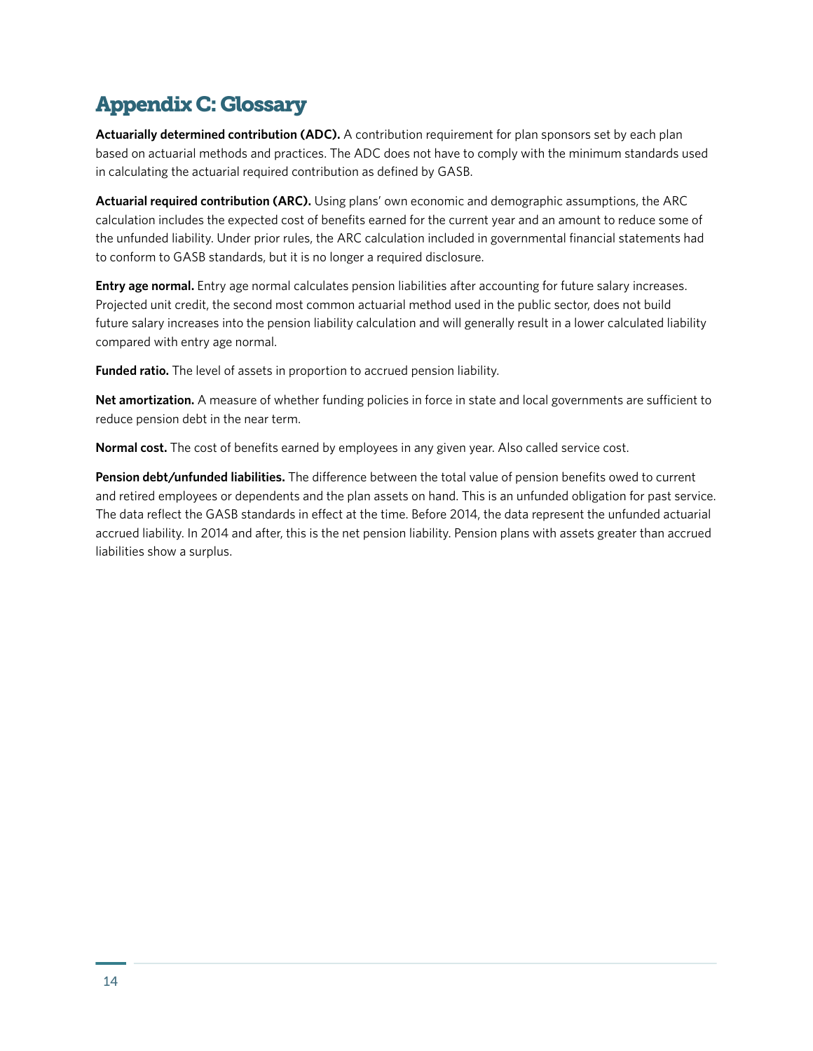# Appendix C: Glossary

**Actuarially determined contribution (ADC).** A contribution requirement for plan sponsors set by each plan based on actuarial methods and practices. The ADC does not have to comply with the minimum standards used in calculating the actuarial required contribution as defined by GASB.

**Actuarial required contribution (ARC).** Using plans' own economic and demographic assumptions, the ARC calculation includes the expected cost of benefits earned for the current year and an amount to reduce some of the unfunded liability. Under prior rules, the ARC calculation included in governmental financial statements had to conform to GASB standards, but it is no longer a required disclosure.

**Entry age normal.** Entry age normal calculates pension liabilities after accounting for future salary increases. Projected unit credit, the second most common actuarial method used in the public sector, does not build future salary increases into the pension liability calculation and will generally result in a lower calculated liability compared with entry age normal.

**Funded ratio.** The level of assets in proportion to accrued pension liability.

**Net amortization.** A measure of whether funding policies in force in state and local governments are sufficient to reduce pension debt in the near term.

**Normal cost.** The cost of benefits earned by employees in any given year. Also called service cost.

**Pension debt/unfunded liabilities.** The difference between the total value of pension benefits owed to current and retired employees or dependents and the plan assets on hand. This is an unfunded obligation for past service. The data reflect the GASB standards in effect at the time. Before 2014, the data represent the unfunded actuarial accrued liability. In 2014 and after, this is the net pension liability. Pension plans with assets greater than accrued liabilities show a surplus.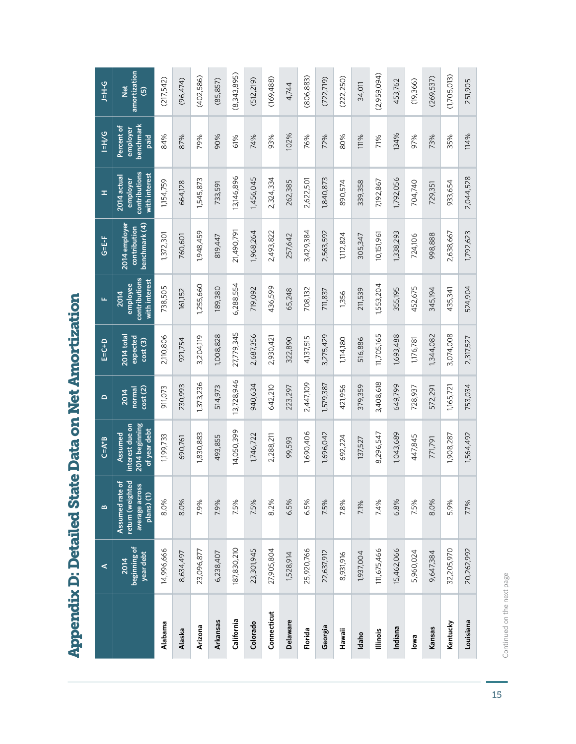# Appendix D: Detailed State Data on Net Amortization

| | A | B | C=A*B | D | E=C+D | F | G=E-F | H | I=H/G | J=H-G |
|---|---|---|---|---|---|---|---|---|---|---|
| | 2014 beginning of year debt | Assumed rate of return (weighted average across plans) (1) | Assumed interest due on 2014 beginning of year debt | 2014 normal cost (2) | 2014 total expected cost (3) | 2014 employee contributions with interest | 2014 employer contribution benchmark (4) | 2014 actual employer contributions with interest | Percent of employer benchmark paid | Net amortization (5) |
| **Alabama** | 14,996,666 | 8.0% | 1,199,733 | 911,073 | 2,110,806 | 738,505 | 1,372,301 | 1,154,759 | 84% | (217,542) |
| **Alaska** | 8,634,497 | 8.0% | 690,761 | 230,993 | 921,754 | 161,152 | 760,601 | 664,128 | 87% | (96,474) |
| **Arizona** | 23,096,877 | 7.9% | 1,830,883 | 1,373,236 | 3,204,119 | 1,255,660 | 1,948,459 | 1,545,873 | 79% | (402,586) |
| **Arkansas** | 6,238,407 | 7.9% | 493,855 | 514,973 | 1,008,828 | 189,380 | 819,447 | 733,591 | 90% | (85,857) |
| **California** | 187,830,210 | 7.5% | 14,050,399 | 13,728,946 | 27,779,345 | 6,288,554 | 21,490,791 | 13,146,896 | 61% | (8,343,895) |
| **Colorado** | 23,301,945 | 7.5% | 1,746,722 | 940,634 | 2,687,356 | 719,092 | 1,968,264 | 1,456,045 | 74% | (512,219) |
| **Connecticut** | 27,905,804 | 8.2% | 2,288,211 | 642,210 | 2,930,421 | 436,599 | 2,493,822 | 2,324,334 | 93% | (169,488) |
| **Delaware** | 1,528,914 | 6.5% | 99,593 | 223,297 | 322,890 | 65,248 | 257,642 | 262,385 | 102% | 4,744 |
| **Florida** | 25,920,766 | 6.5% | 1,690,406 | 2,447,109 | 4,137,515 | 708,132 | 3,429,384 | 2,622,501 | 76% | (806,883) |
| **Georgia** | 22,637,912 | 7.5% | 1,696,042 | 1,579,387 | 3,275,429 | 711,837 | 2,563,592 | 1,840,873 | 72% | (722,719) |
| **Hawaii** | 8,931,916 | 7.8% | 692,224 | 421,956 | 1,114,180 | 1,356 | 1,112,824 | 890,574 | 80% | (222,250) |
| **Idaho** | 1,937,004 | 7.1% | 137,527 | 379,359 | 516,886 | 211,539 | 305,347 | 339,358 | 111% | 34,011 |
| **Illinois** | 111,675,466 | 7.4% | 8,296,547 | 3,408,618 | 11,705,165 | 1,553,204 | 10,151,961 | 7,192,867 | 71% | (2,959,094) |
| **Indiana** | 15,462,066 | 6.8% | 1,043,689 | 649,799 | 1,693,488 | 355,195 | 1,338,293 | 1,792,056 | 134% | 453,762 |
| **Iowa** | 5,960,024 | 7.5% | 447,845 | 728,937 | 1,176,781 | 452,675 | 724,106 | 704,740 | 97% | (19,366) |
| **Kansas** | 9,647,384 | 8.0% | 771,791 | 572,291 | 1,344,082 | 345,194 | 998,888 | 729,351 | 73% | (269,537) |
| **Kentucky** | 32,205,970 | 5.9% | 1,908,287 | 1,165,721 | 3,074,008 | 435,341 | 2,638,667 | 933,654 | 35% | (1,705,013) |
| **Louisiana** | 20,262,992 | 7.7% | 1,564,492 | 753,034 | 2,317,527 | 524,904 | 1,792,623 | 2,044,528 | 114% | 251,905 |

Continued on the next page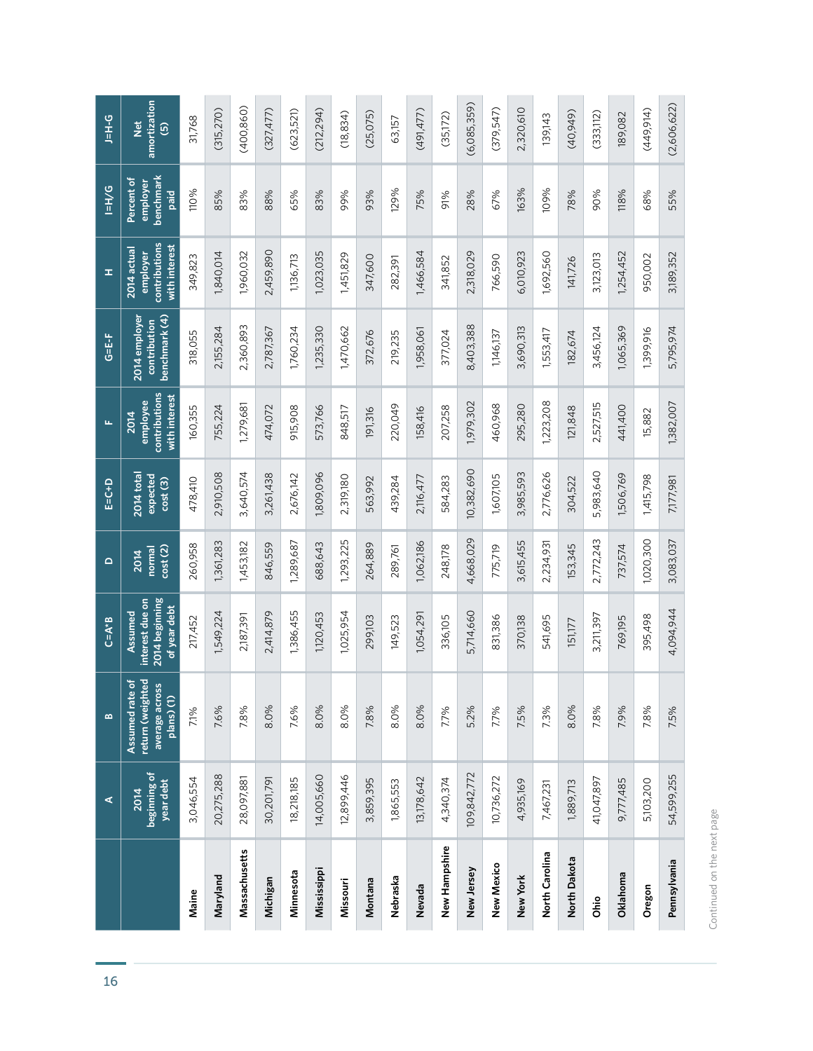| | A | B | C=A*B | D | E=C+D | F | G=E-F | H | I=H/G | J=H-G |
|---|---|---|---|---|---|---|---|---|---|---|
| | 2014 beginning of year debt | Assumed rate of return (weighted average across plans) (1) | Assumed interest due on 2014 beginning of year debt | 2014 normal cost (2) | 2014 total expected cost (3) | 2014 employee contributions with interest | 2014 employer contribution benchmark (4) | 2014 actual employer contributions with interest | Percent of employer benchmark paid | Net amortization (5) |
| **Maine** | 3,046,554 | 7.1% | 217,452 | 260,958 | 478,410 | 160,355 | 318,055 | 349,823 | 110% | 31,768 |
| **Maryland** | 20,275,288 | 7.6% | 1,549,224 | 1,361,283 | 2,910,508 | 755,224 | 2,155,284 | 1,840,014 | 85% | (315,270) |
| **Massachusetts** | 28,097,881 | 7.8% | 2,187,391 | 1,453,182 | 3,640,574 | 1,279,681 | 2,360,893 | 1,960,032 | 83% | (400,860) |
| **Michigan** | 30,201,791 | 8.0% | 2,414,879 | 846,559 | 3,261,438 | 474,072 | 2,787,367 | 2,459,890 | 88% | (327,477) |
| **Minnesota** | 18,218,185 | 7.6% | 1,386,455 | 1,289,687 | 2,676,142 | 915,908 | 1,760,234 | 1,136,713 | 65% | (623,521) |
| **Mississippi** | 14,005,660 | 8.0% | 1,120,453 | 688,643 | 1,809,096 | 573,766 | 1,235,330 | 1,023,035 | 83% | (212,294) |
| **Missouri** | 12,899,446 | 8.0% | 1,025,954 | 1,293,225 | 2,319,180 | 848,517 | 1,470,662 | 1,451,829 | 99% | (18,834) |
| **Montana** | 3,859,395 | 7.8% | 299,103 | 264,889 | 563,992 | 191,316 | 372,676 | 347,600 | 93% | (25,075) |
| **Nebraska** | 1,865,553 | 8.0% | 149,523 | 289,761 | 439,284 | 220,049 | 219,235 | 282,391 | 129% | 63,157 |
| **Nevada** | 13,178,642 | 8.0% | 1,054,291 | 1,062,186 | 2,116,477 | 158,416 | 1,958,061 | 1,466,584 | 75% | (491,477) |
| **New Hampshire** | 4,340,374 | 7.7% | 336,105 | 248,178 | 584,283 | 207,258 | 377,024 | 341,852 | 91% | (35,172) |
| **New Jersey** | 109,842,772 | 5.2% | 5,714,660 | 4,668,029 | 10,382,690 | 1,979,302 | 8,403,388 | 2,318,029 | 28% | (6,085,359) |
| **New Mexico** | 10,736,272 | 7.7% | 831,386 | 775,719 | 1,607,105 | 460,968 | 1,146,137 | 766,590 | 67% | (379,547) |
| **New York** | 4,935,169 | 7.5% | 370,138 | 3,615,455 | 3,985,593 | 295,280 | 3,690,313 | 6,010,923 | 163% | 2,320,610 |
| **North Carolina** | 7,467,231 | 7.3% | 541,695 | 2,234,931 | 2,776,626 | 1,223,208 | 1,553,417 | 1,692,560 | 109% | 139,143 |
| **North Dakota** | 1,889,713 | 8.0% | 151,177 | 153,345 | 304,522 | 121,848 | 182,674 | 141,726 | 78% | (40,949) |
| **Ohio** | 41,047,897 | 7.8% | 3,211,397 | 2,772,243 | 5,983,640 | 2,527,515 | 3,456,124 | 3,123,013 | 90% | (333,112) |
| **Oklahoma** | 9,777,485 | 7.9% | 769,195 | 737,574 | 1,506,769 | 441,400 | 1,065,369 | 1,254,452 | 118% | 189,082 |
| **Oregon** | 5,103,200 | 7.8% | 395,498 | 1,020,300 | 1,415,798 | 15,882 | 1,399,916 | 950,002 | 68% | (449,914) |
| **Pennsylvania** | 54,599,255 | 7.5% | 4,094,944 | 3,083,037 | 7,177,981 | 1,382,007 | 5,795,974 | 3,189,352 | 55% | (2,606,622) |

Continued on the next page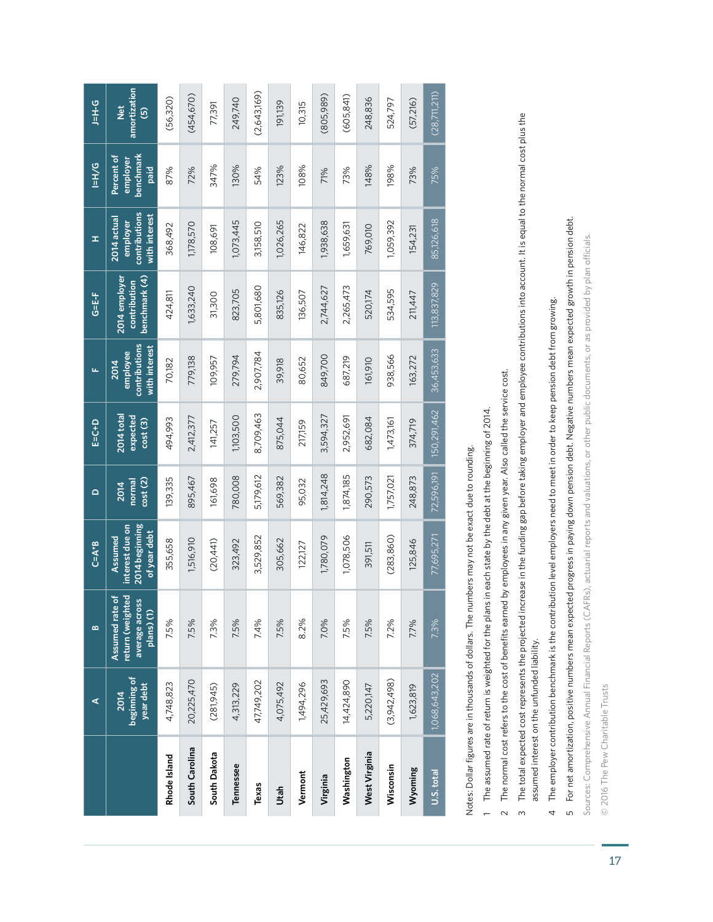| | A | B | C=A*B | D | E=C+D | F | G=E-F | H | I=H/G | J=H-G |
|---|---|---|---|---|---|---|---|---|---|---|
| | 2014 beginning of year debt | Assumed rate of return (weighted average across plans) (1) | Assumed interest due on 2014 beginning of year debt | 2014 normal cost (2) | 2014 total expected cost (3) | 2014 employee contributions with interest | 2014 employer contribution benchmark (4) | 2014 actual employer contributions with interest | Percent of employer benchmark paid | Net amortization (5) |
| **Rhode Island** | 4,748,823 | 7.5% | 355,658 | 139,335 | 494,993 | 70,182 | 424,811 | 368,492 | 87% | (56,320) |
| **South Carolina** | 20,225,470 | 7.5% | 1,516,910 | 895,467 | 2,412,377 | 779,138 | 1,633,240 | 1,178,570 | 72% | (454,670) |
| **South Dakota** | (281,945) | 7.3% | (20,441) | 161,698 | 141,257 | 109,957 | 31,300 | 108,691 | 347% | 77,391 |
| **Tennessee** | 4,313,229 | 7.5% | 323,492 | 780,008 | 1,103,500 | 279,794 | 823,705 | 1,073,445 | 130% | 249,740 |
| **Texas** | 47,749,202 | 7.4% | 3,529,852 | 5,179,612 | 8,709,463 | 2,907,784 | 5,801,680 | 3,158,510 | 54% | (2,643,169) |
| **Utah** | 4,075,492 | 7.5% | 305,662 | 569,382 | 875,044 | 39,918 | 835,126 | 1,026,265 | 123% | 191,139 |
| **Vermont** | 1,494,296 | 8.2% | 122,127 | 95,032 | 217,159 | 80,652 | 136,507 | 146,822 | 108% | 10,315 |
| **Virginia** | 25,429,693 | 7.0% | 1,780,079 | 1,814,248 | 3,594,327 | 849,700 | 2,744,627 | 1,938,638 | 71% | (805,989) |
| **Washington** | 14,424,890 | 7.5% | 1,078,506 | 1,874,185 | 2,952,691 | 687,219 | 2,265,473 | 1,659,631 | 73% | (605,841) |
| **West Virginia** | 5,220,147 | 7.5% | 391,511 | 290,573 | 682,084 | 161,910 | 520,174 | 769,010 | 148% | 248,836 |
| **Wisconsin** | (3,942,498) | 7.2% | (283,860) | 1,757,021 | 1,473,161 | 938,566 | 534,595 | 1,059,392 | 198% | 524,797 |
| **Wyoming** | 1,623,819 | 7.7% | 125,846 | 248,873 | 374,719 | 163,272 | 211,447 | 154,231 | 73% | (57,216) |
| **U.S. total** | 1,068,643,202 | 7.3% | 77,695,271 | 72,596,191 | 150,291,462 | 36,453,633 | 113,837,829 | 85,126,618 | 75% | (28,711,211) |

Notes: Dollar figures are in thousands of dollars. The numbers may not be exact due to rounding.

1. The assumed rate of return is weighted for the plans in each state by the debt at the beginning of 2014.
2. The normal cost refers to the cost of benefits earned by employees in any given year. Also called the service cost.
3. The total expected cost represents the projected increase in the funding gap before taking employer and employee contributions into account. It is equal to the normal cost plus the assumed interest on the unfunded liability.
4. The employer contribution benchmark is the contribution level employers need to meet in order to keep pension debt from growing.
5. For net amortization, positive numbers mean expected progress in paying down pension debt. Negative numbers mean expected growth in pension debt.

Sources: Comprehensive Annual Financial Reports (CAFRs), actuarial reports and valuations, or other public documents, or as provided by plan officials.

© 2016 The Pew Charitable Trusts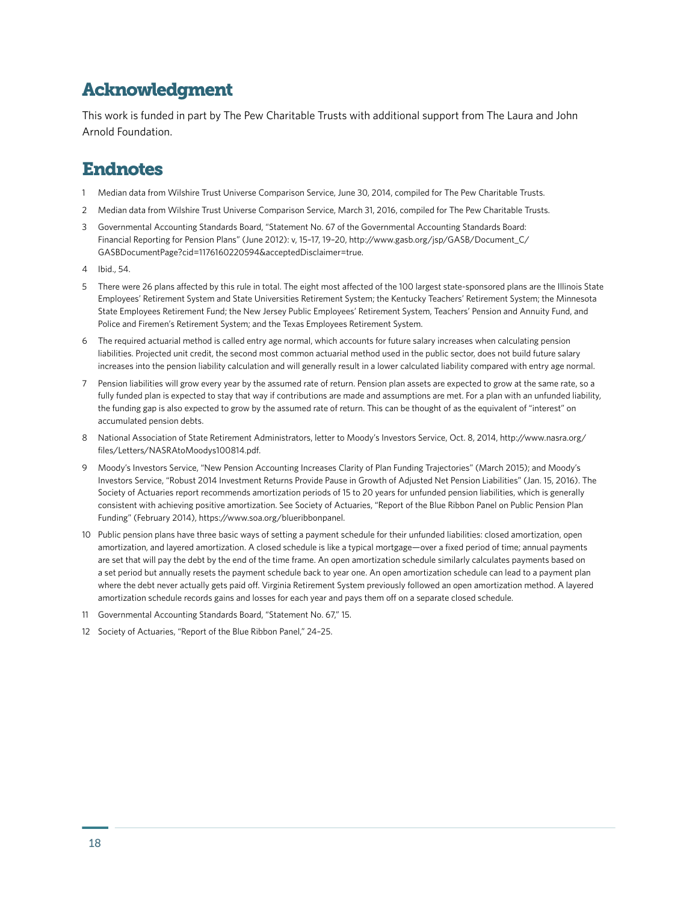## Acknowledgment

This work is funded in part by The Pew Charitable Trusts with additional support from The Laura and John Arnold Foundation.

## Endnotes

1. Median data from Wilshire Trust Universe Comparison Service, June 30, 2014, compiled for The Pew Charitable Trusts.
2. Median data from Wilshire Trust Universe Comparison Service, March 31, 2016, compiled for The Pew Charitable Trusts.
3. Governmental Accounting Standards Board, "Statement No. 67 of the Governmental Accounting Standards Board: Financial Reporting for Pension Plans" (June 2012): v, 15–17, 19–20, http://www.gasb.org/jsp/GASB/Document_C/GASBDocumentPage?cid=1176160220594&acceptedDisclaimer=true.
4. Ibid., 54.
5. There were 26 plans affected by this rule in total. The eight most affected of the 100 largest state-sponsored plans are the Illinois State Employees' Retirement System and State Universities Retirement System; the Kentucky Teachers' Retirement System; the Minnesota State Employees Retirement Fund; the New Jersey Public Employees' Retirement System, Teachers' Pension and Annuity Fund, and Police and Firemen's Retirement System; and the Texas Employees Retirement System.
6. The required actuarial method is called entry age normal, which accounts for future salary increases when calculating pension liabilities. Projected unit credit, the second most common actuarial method used in the public sector, does not build future salary increases into the pension liability calculation and will generally result in a lower calculated liability compared with entry age normal.
7. Pension liabilities will grow every year by the assumed rate of return. Pension plan assets are expected to grow at the same rate, so a fully funded plan is expected to stay that way if contributions are made and assumptions are met. For a plan with an unfunded liability, the funding gap is also expected to grow by the assumed rate of return. This can be thought of as the equivalent of "interest" on accumulated pension debts.
8. National Association of State Retirement Administrators, letter to Moody's Investors Service, Oct. 8, 2014, http://www.nasra.org/files/Letters/NASRAtoMoodys100814.pdf.
9. Moody's Investors Service, "New Pension Accounting Increases Clarity of Plan Funding Trajectories" (March 2015); and Moody's Investors Service, "Robust 2014 Investment Returns Provide Pause in Growth of Adjusted Net Pension Liabilities" (Jan. 15, 2016). The Society of Actuaries report recommends amortization periods of 15 to 20 years for unfunded pension liabilities, which is generally consistent with achieving positive amortization. See Society of Actuaries, "Report of the Blue Ribbon Panel on Public Pension Plan Funding" (February 2014), https://www.soa.org/blueribbonpanel.
10. Public pension plans have three basic ways of setting a payment schedule for their unfunded liabilities: closed amortization, open amortization, and layered amortization. A closed schedule is like a typical mortgage—over a fixed period of time; annual payments are set that will pay the debt by the end of the time frame. An open amortization schedule similarly calculates payments based on a set period but annually resets the payment schedule back to year one. An open amortization schedule can lead to a payment plan where the debt never actually gets paid off. Virginia Retirement System previously followed an open amortization method. A layered amortization schedule records gains and losses for each year and pays them off on a separate closed schedule.
11. Governmental Accounting Standards Board, "Statement No. 67," 15.
12. Society of Actuaries, "Report of the Blue Ribbon Panel," 24–25.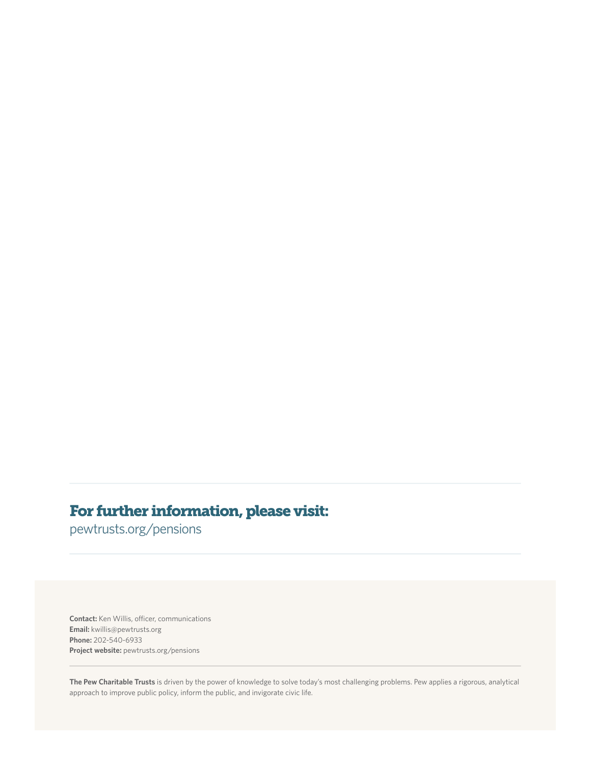## For further information, please visit:

pewtrusts.org/pensions

**Contact:** Ken Willis, officer, communications
**Email:** kwillis@pewtrusts.org
**Phone:** 202-540-6933
**Project website:** pewtrusts.org/pensions

**The Pew Charitable Trusts** is driven by the power of knowledge to solve today's most challenging problems. Pew applies a rigorous, analytical approach to improve public policy, inform the public, and invigorate civic life.